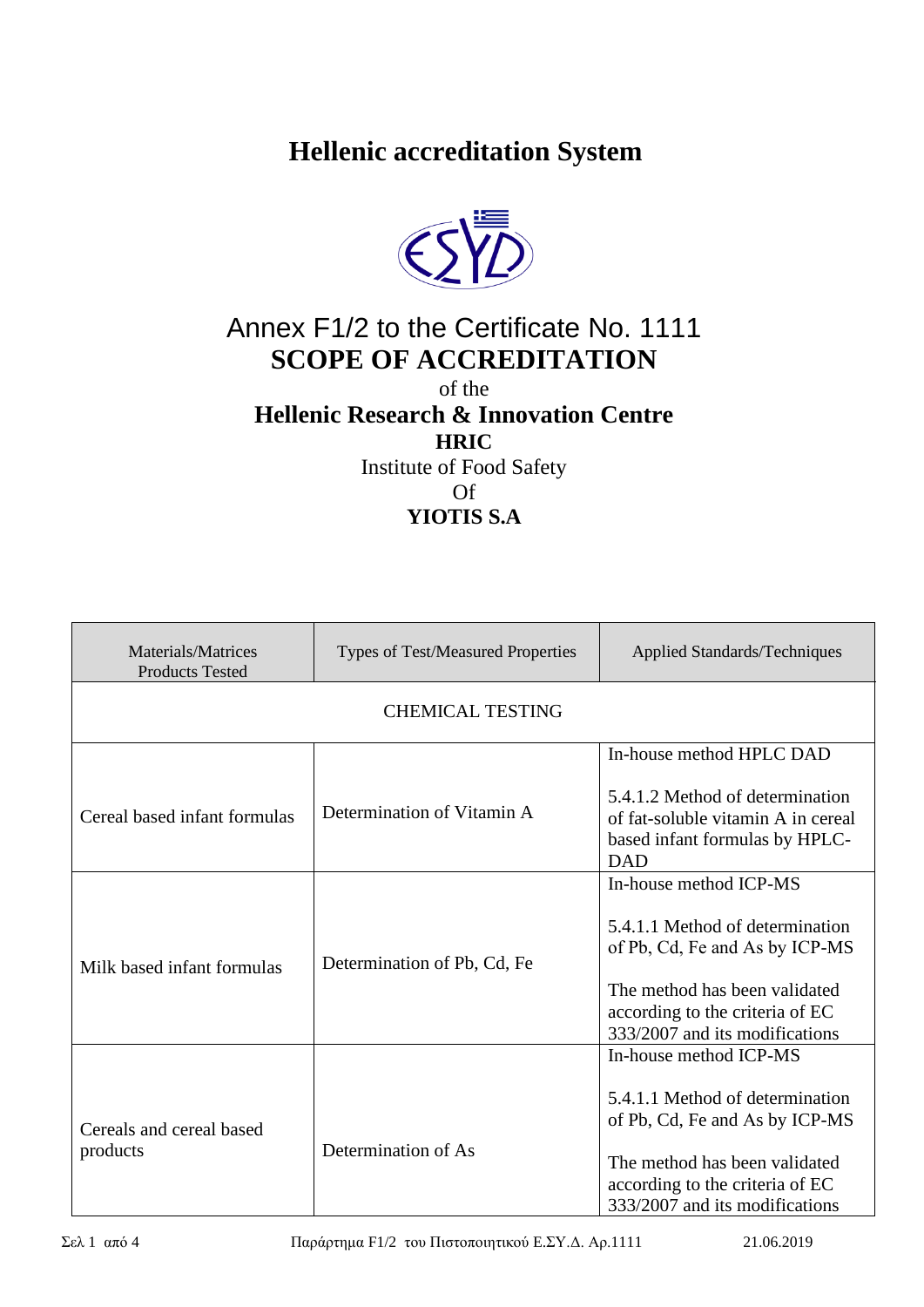# Hellenic accreditation System

Annex F1/2 to the Certificate No. 1111

## SCOPE OF ACCREDITATION

of the

**Hellenic Research & Innovation Centre**

**HRIC**

Institute of Food Safety

Of

**YIOTIS S.A**

| Materials/Matrices Products Tested | Types of Test/Measured Properties | Applied Standards/Techniques |
|---|---|---|
| CHEMICAL TESTING | | |
| Cereal based infant formulas | Determination of Vitamin A | In-house method HPLC DAD<br><br>5.4.1.2 Method of determination of fat-soluble vitamin A in cereal based infant formulas by HPLC-DAD |
| Milk based infant formulas | Determination of Pb, Cd, Fe | In-house method ICP-MS<br><br>5.4.1.1 Method of determination of Pb, Cd, Fe and As by ICP-MS<br><br>The method has been validated according to the criteria of EC 333/2007 and its modifications |
| Cereals and cereal based products | Determination of As | In-house method ICP-MS<br><br>5.4.1.1 Method of determination of Pb, Cd, Fe and As by ICP-MS<br><br>The method has been validated according to the criteria of EC 333/2007 and its modifications |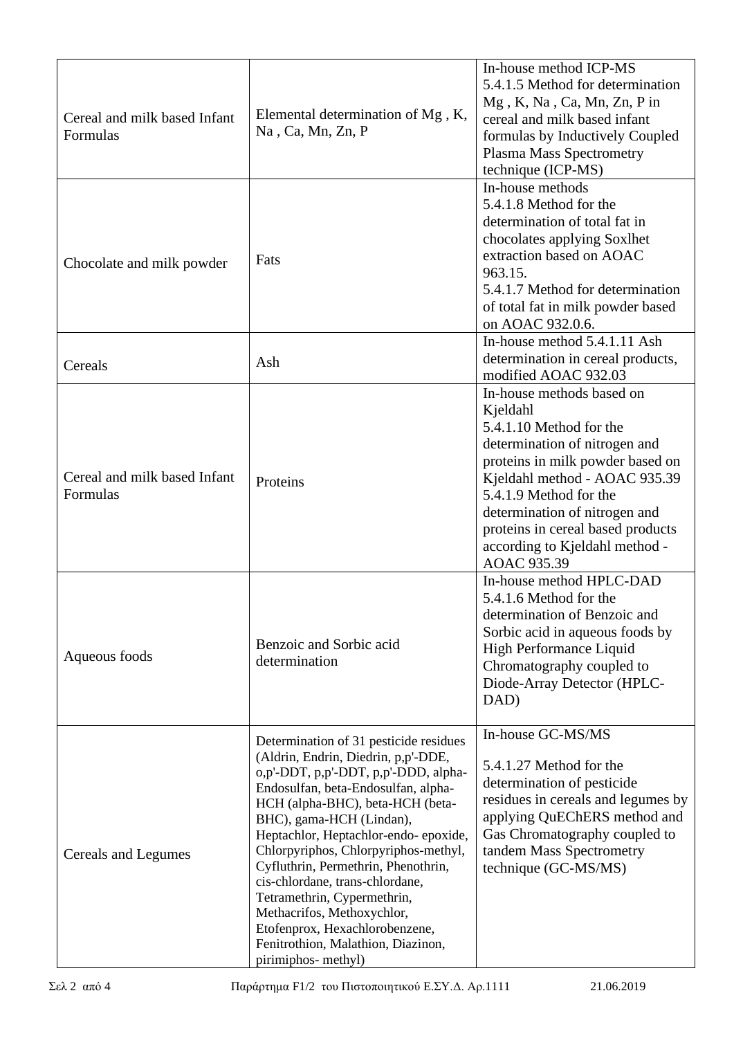| | | |
|---|---|---|
| Cereal and milk based Infant Formulas | Elemental determination of Mg , K, Na , Ca, Mn, Zn, P | In-house method ICP-MS<br>5.4.1.5 Method for determination Mg , K, Na , Ca, Mn, Zn, P in cereal and milk based infant formulas by Inductively Coupled Plasma Mass Spectrometry technique (ICP-MS) |
| Chocolate and milk powder | Fats | In-house methods<br>5.4.1.8 Method for the determination of total fat in chocolates applying Soxlhet extraction based on AOAC 963.15.<br>5.4.1.7 Method for determination of total fat in milk powder based on AOAC 932.0.6. |
| Cereals | Ash | In-house method 5.4.1.11 Ash determination in cereal products, modified AOAC 932.03 |
| Cereal and milk based Infant Formulas | Proteins | In-house methods based on Kjeldahl<br>5.4.1.10 Method for the determination of nitrogen and proteins in milk powder based on Kjeldahl method - AOAC 935.39<br>5.4.1.9 Method for the determination of nitrogen and proteins in cereal based products according to Kjeldahl method - AOAC 935.39 |
| Aqueous foods | Benzoic and Sorbic acid determination | In-house method HPLC-DAD<br>5.4.1.6 Method for the determination of Benzoic and Sorbic acid in aqueous foods by High Performance Liquid Chromatography coupled to Diode-Array Detector (HPLC-DAD) |
| Cereals and Legumes | Determination of 31 pesticide residues (Aldrin, Endrin, Diedrin, p,p'-DDE, o,p'-DDT, p,p'-DDT, p,p'-DDD, alpha-Endosulfan, beta-Endosulfan, alpha-HCH (alpha-BHC), beta-HCH (beta-BHC), gama-HCH (Lindan), Heptachlor, Heptachlor-endo- epoxide, Chlorpyriphos, Chlorpyriphos-methyl, Cyfluthrin, Permethrin, Phenothrin, cis-chlordane, trans-chlordane, Tetramethrin, Cypermethrin, Methacrifos, Methoxychlor, Etofenprox, Hexachlorobenzene, Fenitrothion, Malathion, Diazinon, pirimiphos- methyl) | In-house GC-MS/MS<br><br>5.4.1.27 Method for the determination of pesticide residues in cereals and legumes by applying QuEChERS method and Gas Chromatography coupled to tandem Mass Spectrometry technique (GC-MS/MS) |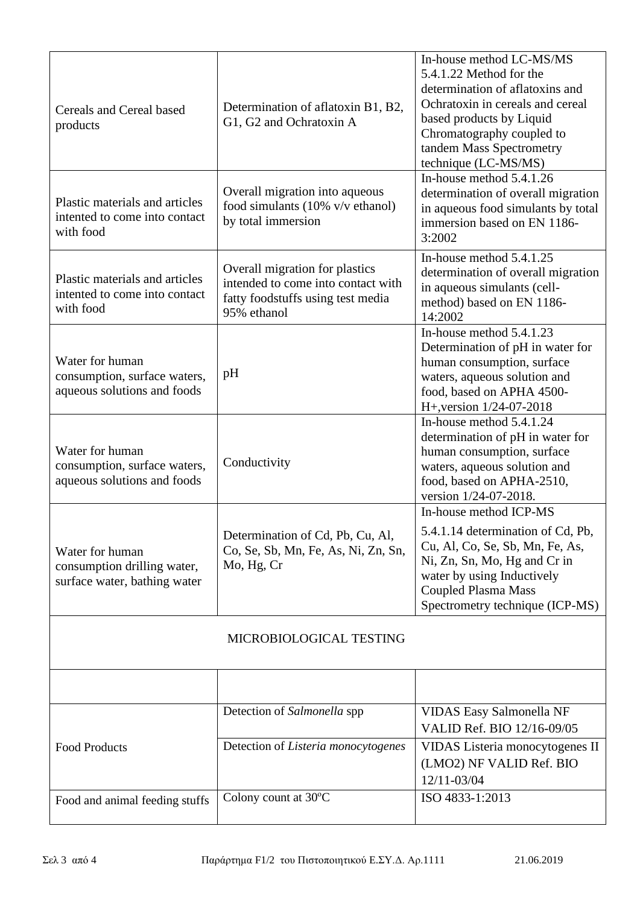| | | |
|---|---|---|
| Cereals and Cereal based products | Determination of aflatoxin B1, B2, G1, G2 and Ochratoxin A | In-house method LC-MS/MS 5.4.1.22 Method for the determination of aflatoxins and Ochratoxin in cereals and cereal based products by Liquid Chromatography coupled to tandem Mass Spectrometry technique (LC-MS/MS) |
| Plastic materials and articles intented to come into contact with food | Overall migration into aqueous food simulants (10% v/v ethanol) by total immersion | In-house method 5.4.1.26 determination of overall migration in aqueous food simulants by total immersion based on EN 1186-3:2002 |
| Plastic materials and articles intented to come into contact with food | Overall migration for plastics intended to come into contact with fatty foodstuffs using test media 95% ethanol | In-house method 5.4.1.25 determination of overall migration in aqueous simulants (cell-method) based on EN 1186-14:2002 |
| Water for human consumption, surface waters, aqueous solutions and foods | pH | In-house method 5.4.1.23 Determination of pH in water for human consumption, surface waters, aqueous solution and food, based on APHA 4500-H+,version 1/24-07-2018 |
| Water for human consumption, surface waters, aqueous solutions and foods | Conductivity | In-house method 5.4.1.24 determination of pH in water for human consumption, surface waters, aqueous solution and food, based on APHA-2510, version 1/24-07-2018. |
| Water for human consumption drilling water, surface water, bathing water | Determination of Cd, Pb, Cu, Al, Co, Se, Sb, Mn, Fe, As, Ni, Zn, Sn, Mo, Hg, Cr | In-house method ICP-MS<br>5.4.1.14 determination of Cd, Pb, Cu, Al, Co, Se, Sb, Mn, Fe, As, Ni, Zn, Sn, Mo, Hg and Cr in water by using Inductively Coupled Plasma Mass Spectrometry technique (ICP-MS) |
| MICROBIOLOGICAL TESTING | | |
| | | |
| Food Products | Detection of *Salmonella* spp | VIDAS Easy Salmonella NF VALID Ref. BIO 12/16-09/05 |
| | Detection of *Listeria monocytogenes* | VIDAS Listeria monocytogenes II (LMO2) NF VALID Ref. BIO 12/11-03/04 |
| Food and animal feeding stuffs | Colony count at 30ºC | ISO 4833-1:2013 |

Παράρτημα F1/2 του Πιστοποιητικού Ε.ΣΥ.Δ. Αρ.1111 21.06.2019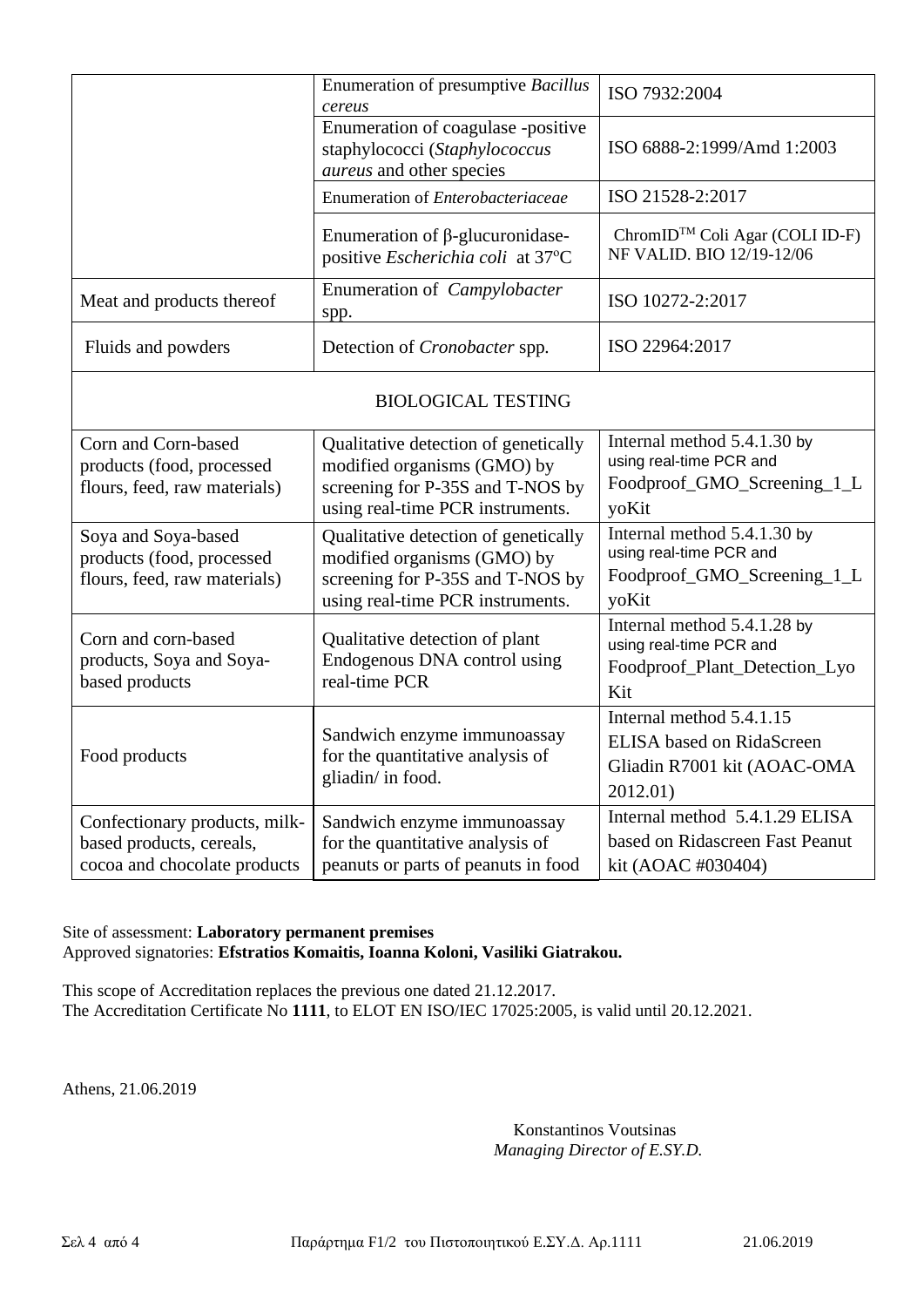| | | |
|---|---|---|
| | Enumeration of presumptive *Bacillus cereus* | ISO 7932:2004 |
| | Enumeration of coagulase -positive staphylococci (*Staphylococcus aureus* and other species | ISO 6888-2:1999/Amd 1:2003 |
| | Enumeration of *Enterobacteriaceae* | ISO 21528-2:2017 |
| | Enumeration of β-glucuronidase-positive *Escherichia coli* at 37°C | ChromID™ Coli Agar (COLI ID-F) NF VALID. BIO 12/19-12/06 |
| Meat and products thereof | Enumeration of *Campylobacter* spp. | ISO 10272-2:2017 |
| Fluids and powders | Detection of *Cronobacter* spp. | ISO 22964:2017 |
| BIOLOGICAL TESTING | | |
| Corn and Corn-based products (food, processed flours, feed, raw materials) | Qualitative detection of genetically modified organisms (GMO) by screening for P-35S and T-NOS by using real-time PCR instruments. | Internal method 5.4.1.30 by using real-time PCR and Foodproof_GMO_Screening_1_LyoKit |
| Soya and Soya-based products (food, processed flours, feed, raw materials) | Qualitative detection of genetically modified organisms (GMO) by screening for P-35S and T-NOS by using real-time PCR instruments. | Internal method 5.4.1.30 by using real-time PCR and Foodproof_GMO_Screening_1_LyoKit |
| Corn and corn-based products, Soya and Soya-based products | Qualitative detection of plant Endogenous DNA control using real-time PCR | Internal method 5.4.1.28 by using real-time PCR and Foodproof_Plant_Detection_LyoKit |
| Food products | Sandwich enzyme immunoassay for the quantitative analysis of gliadin/ in food. | Internal method 5.4.1.15 ELISA based on RidaScreen Gliadin R7001 kit (AOAC-OMA 2012.01) |
| Confectionary products, milk-based products, cereals, cocoa and chocolate products | Sandwich enzyme immunoassay for the quantitative analysis of peanuts or parts of peanuts in food | Internal method 5.4.1.29 ELISA based on Ridascreen Fast Peanut kit (AOAC #030404) |

Site of assessment: **Laboratory permanent premises**
Approved signatories: **Efstratios Komaitis, Ioanna Koloni, Vasiliki Giatrakou.**

This scope of Accreditation replaces the previous one dated 21.12.2017.
The Accreditation Certificate No **1111**, to ELOT EN ISO/IEC 17025:2005, is valid until 20.12.2021.

Athens, 21.06.2019

Konstantinos Voutsinas
*Managing Director of E.SY.D.*